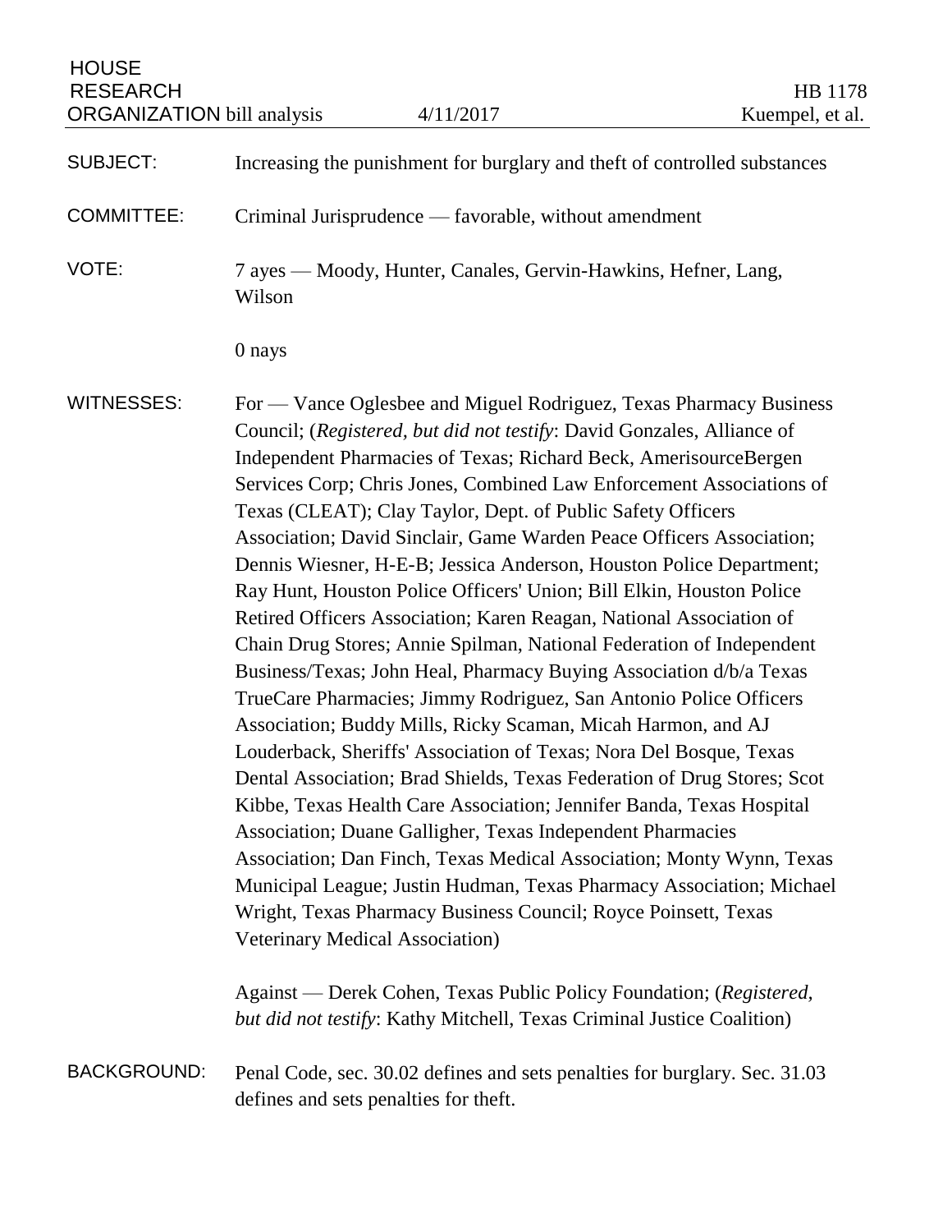HOUSE RESEARCH ORGANIZATION bill analysis — 4/11/2017 — HB 1178 — Kuempel, et al.

**SUBJECT:** Increasing the punishment for burglary and theft of controlled substances

**COMMITTEE:** Criminal Jurisprudence — favorable, without amendment

**VOTE:** 7 ayes — Moody, Hunter, Canales, Gervin-Hawkins, Hefner, Lang, Wilson

0 nays

**WITNESSES:** For — Vance Oglesbee and Miguel Rodriguez, Texas Pharmacy Business Council; (*Registered, but did not testify*: David Gonzales, Alliance of Independent Pharmacies of Texas; Richard Beck, AmerisourceBergen Services Corp; Chris Jones, Combined Law Enforcement Associations of Texas (CLEAT); Clay Taylor, Dept. of Public Safety Officers Association; David Sinclair, Game Warden Peace Officers Association; Dennis Wiesner, H-E-B; Jessica Anderson, Houston Police Department; Ray Hunt, Houston Police Officers' Union; Bill Elkin, Houston Police Retired Officers Association; Karen Reagan, National Association of Chain Drug Stores; Annie Spilman, National Federation of Independent Business/Texas; John Heal, Pharmacy Buying Association d/b/a Texas TrueCare Pharmacies; Jimmy Rodriguez, San Antonio Police Officers Association; Buddy Mills, Ricky Scaman, Micah Harmon, and AJ Louderback, Sheriffs' Association of Texas; Nora Del Bosque, Texas Dental Association; Brad Shields, Texas Federation of Drug Stores; Scot Kibbe, Texas Health Care Association; Jennifer Banda, Texas Hospital Association; Duane Galligher, Texas Independent Pharmacies Association; Dan Finch, Texas Medical Association; Monty Wynn, Texas Municipal League; Justin Hudman, Texas Pharmacy Association; Michael Wright, Texas Pharmacy Business Council; Royce Poinsett, Texas Veterinary Medical Association)

Against — Derek Cohen, Texas Public Policy Foundation; (*Registered, but did not testify*: Kathy Mitchell, Texas Criminal Justice Coalition)

**BACKGROUND:** Penal Code, sec. 30.02 defines and sets penalties for burglary. Sec. 31.03 defines and sets penalties for theft.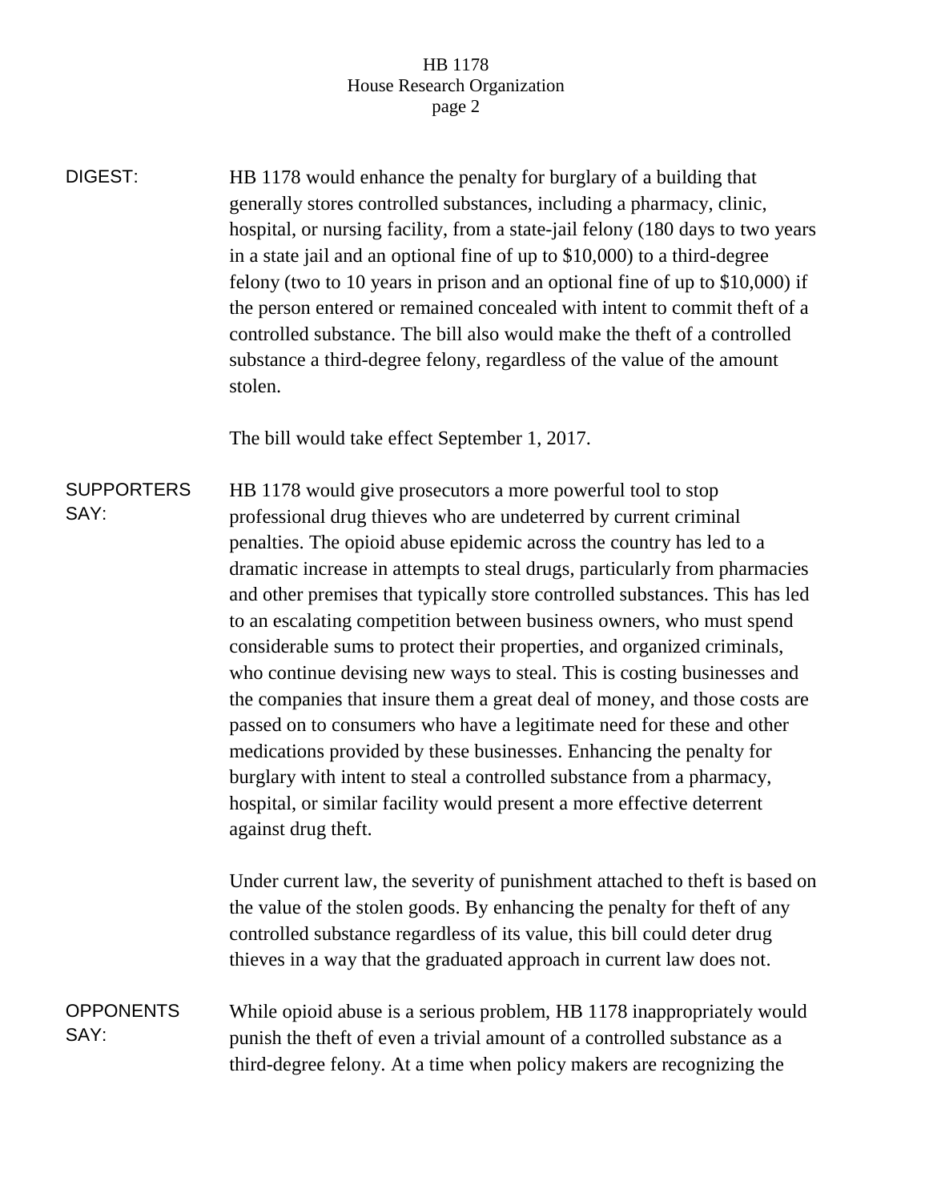**DIGEST:** HB 1178 would enhance the penalty for burglary of a building that generally stores controlled substances, including a pharmacy, clinic, hospital, or nursing facility, from a state-jail felony (180 days to two years in a state jail and an optional fine of up to $10,000) to a third-degree felony (two to 10 years in prison and an optional fine of up to $10,000) if the person entered or remained concealed with intent to commit theft of a controlled substance. The bill also would make the theft of a controlled substance a third-degree felony, regardless of the value of the amount stolen.

The bill would take effect September 1, 2017.

**SUPPORTERS SAY:** HB 1178 would give prosecutors a more powerful tool to stop professional drug thieves who are undeterred by current criminal penalties. The opioid abuse epidemic across the country has led to a dramatic increase in attempts to steal drugs, particularly from pharmacies and other premises that typically store controlled substances. This has led to an escalating competition between business owners, who must spend considerable sums to protect their properties, and organized criminals, who continue devising new ways to steal. This is costing businesses and the companies that insure them a great deal of money, and those costs are passed on to consumers who have a legitimate need for these and other medications provided by these businesses. Enhancing the penalty for burglary with intent to steal a controlled substance from a pharmacy, hospital, or similar facility would present a more effective deterrent against drug theft.

Under current law, the severity of punishment attached to theft is based on the value of the stolen goods. By enhancing the penalty for theft of any controlled substance regardless of its value, this bill could deter drug thieves in a way that the graduated approach in current law does not.

**OPPONENTS SAY:** While opioid abuse is a serious problem, HB 1178 inappropriately would punish the theft of even a trivial amount of a controlled substance as a third-degree felony. At a time when policy makers are recognizing the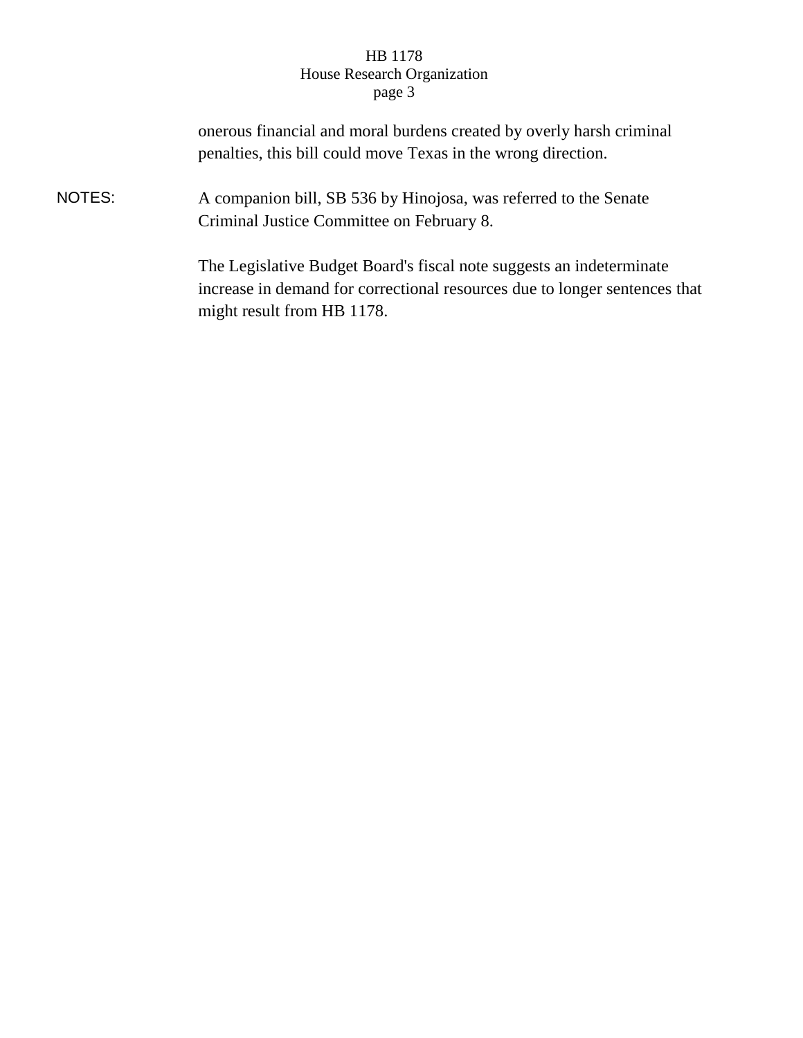onerous financial and moral burdens created by overly harsh criminal penalties, this bill could move Texas in the wrong direction.

NOTES: A companion bill, SB 536 by Hinojosa, was referred to the Senate Criminal Justice Committee on February 8.

The Legislative Budget Board's fiscal note suggests an indeterminate increase in demand for correctional resources due to longer sentences that might result from HB 1178.